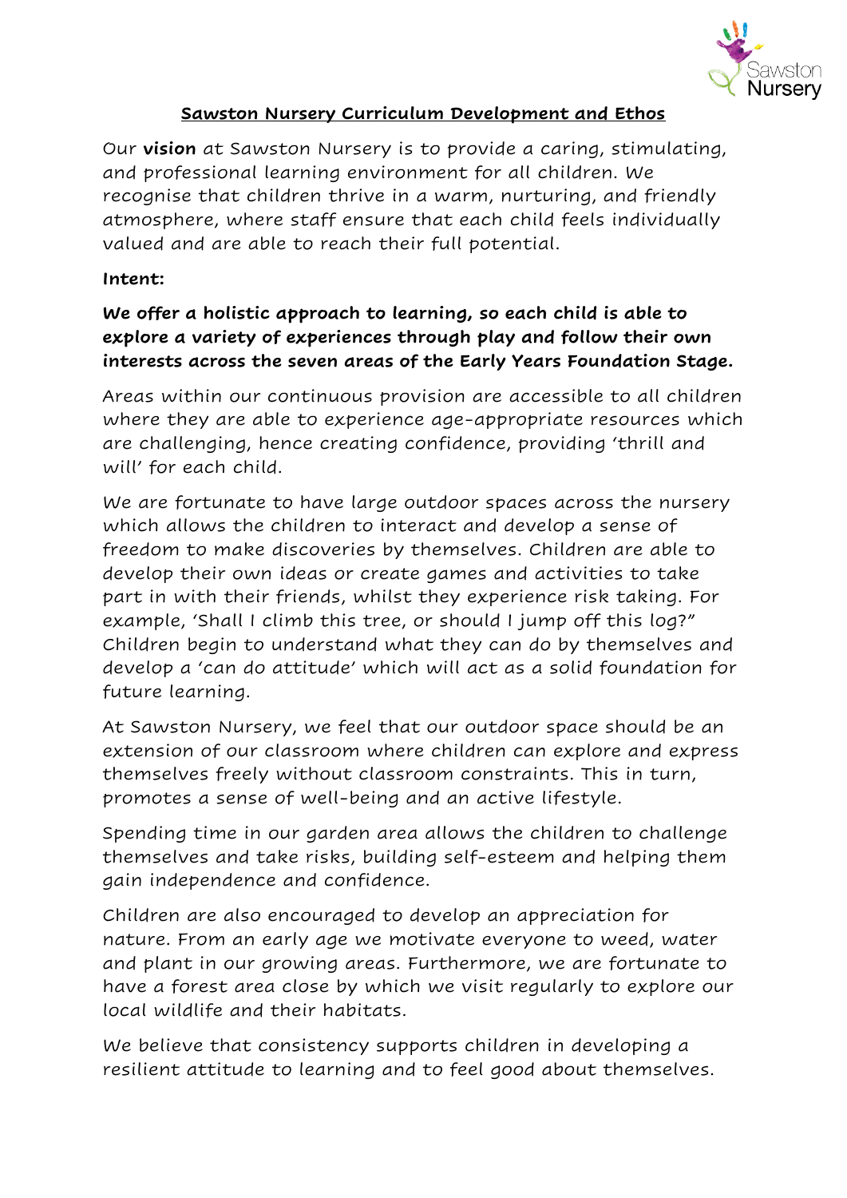# Sawston Nursery Curriculum Development and Ethos

Our **vision** at Sawston Nursery is to provide a caring, stimulating, and professional learning environment for all children. We recognise that children thrive in a warm, nurturing, and friendly atmosphere, where staff ensure that each child feels individually valued and are able to reach their full potential.

**Intent:**

**We offer a holistic approach to learning, so each child is able to explore a variety of experiences through play and follow their own interests across the seven areas of the Early Years Foundation Stage.**

Areas within our continuous provision are accessible to all children where they are able to experience age-appropriate resources which are challenging, hence creating confidence, providing 'thrill and will' for each child.

We are fortunate to have large outdoor spaces across the nursery which allows the children to interact and develop a sense of freedom to make discoveries by themselves. Children are able to develop their own ideas or create games and activities to take part in with their friends, whilst they experience risk taking. For example, 'Shall I climb this tree, or should I jump off this log?" Children begin to understand what they can do by themselves and develop a 'can do attitude' which will act as a solid foundation for future learning.

At Sawston Nursery, we feel that our outdoor space should be an extension of our classroom where children can explore and express themselves freely without classroom constraints. This in turn, promotes a sense of well-being and an active lifestyle.

Spending time in our garden area allows the children to challenge themselves and take risks, building self-esteem and helping them gain independence and confidence.

Children are also encouraged to develop an appreciation for nature. From an early age we motivate everyone to weed, water and plant in our growing areas. Furthermore, we are fortunate to have a forest area close by which we visit regularly to explore our local wildlife and their habitats.

We believe that consistency supports children in developing a resilient attitude to learning and to feel good about themselves.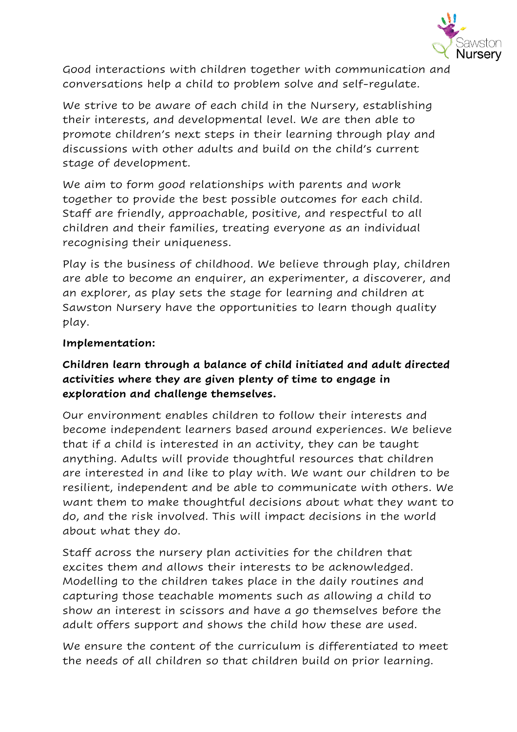Good interactions with children together with communication and conversations help a child to problem solve and self-regulate.

We strive to be aware of each child in the Nursery, establishing their interests, and developmental level. We are then able to promote children's next steps in their learning through play and discussions with other adults and build on the child's current stage of development.

We aim to form good relationships with parents and work together to provide the best possible outcomes for each child. Staff are friendly, approachable, positive, and respectful to all children and their families, treating everyone as an individual recognising their uniqueness.

Play is the business of childhood. We believe through play, children are able to become an enquirer, an experimenter, a discoverer, and an explorer, as play sets the stage for learning and children at Sawston Nursery have the opportunities to learn though quality play.

**Implementation:**

**Children learn through a balance of child initiated and adult directed activities where they are given plenty of time to engage in exploration and challenge themselves.**

Our environment enables children to follow their interests and become independent learners based around experiences. We believe that if a child is interested in an activity, they can be taught anything. Adults will provide thoughtful resources that children are interested in and like to play with. We want our children to be resilient, independent and be able to communicate with others. We want them to make thoughtful decisions about what they want to do, and the risk involved. This will impact decisions in the world about what they do.

Staff across the nursery plan activities for the children that excites them and allows their interests to be acknowledged. Modelling to the children takes place in the daily routines and capturing those teachable moments such as allowing a child to show an interest in scissors and have a go themselves before the adult offers support and shows the child how these are used.

We ensure the content of the curriculum is differentiated to meet the needs of all children so that children build on prior learning.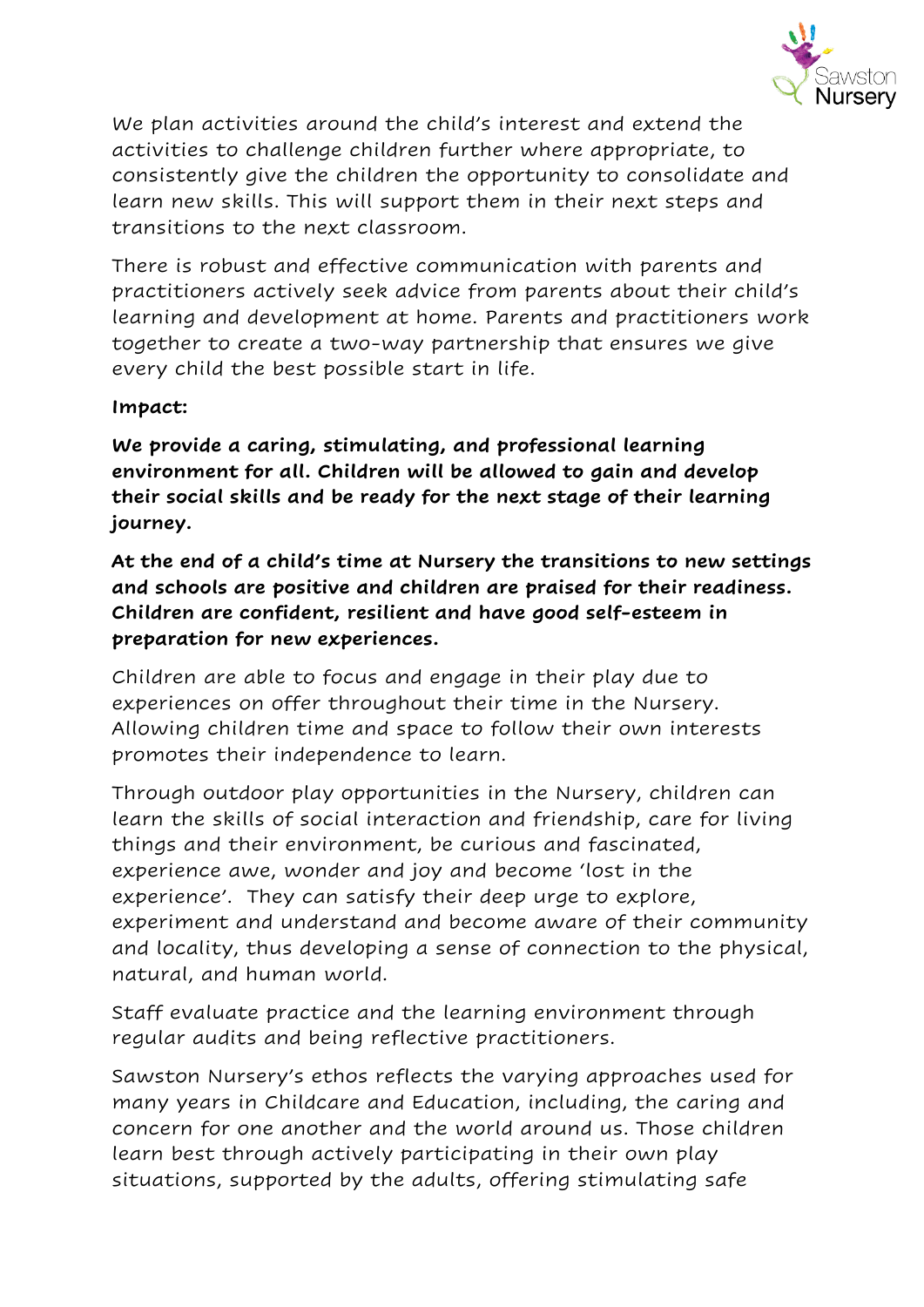We plan activities around the child's interest and extend the activities to challenge children further where appropriate, to consistently give the children the opportunity to consolidate and learn new skills. This will support them in their next steps and transitions to the next classroom.

There is robust and effective communication with parents and practitioners actively seek advice from parents about their child's learning and development at home. Parents and practitioners work together to create a two-way partnership that ensures we give every child the best possible start in life.

**Impact:**

**We provide a caring, stimulating, and professional learning environment for all. Children will be allowed to gain and develop their social skills and be ready for the next stage of their learning journey.**

**At the end of a child's time at Nursery the transitions to new settings and schools are positive and children are praised for their readiness. Children are confident, resilient and have good self-esteem in preparation for new experiences.**

Children are able to focus and engage in their play due to experiences on offer throughout their time in the Nursery. Allowing children time and space to follow their own interests promotes their independence to learn.

Through outdoor play opportunities in the Nursery, children can learn the skills of social interaction and friendship, care for living things and their environment, be curious and fascinated, experience awe, wonder and joy and become 'lost in the experience'. They can satisfy their deep urge to explore, experiment and understand and become aware of their community and locality, thus developing a sense of connection to the physical, natural, and human world.

Staff evaluate practice and the learning environment through regular audits and being reflective practitioners.

Sawston Nursery's ethos reflects the varying approaches used for many years in Childcare and Education, including, the caring and concern for one another and the world around us. Those children learn best through actively participating in their own play situations, supported by the adults, offering stimulating safe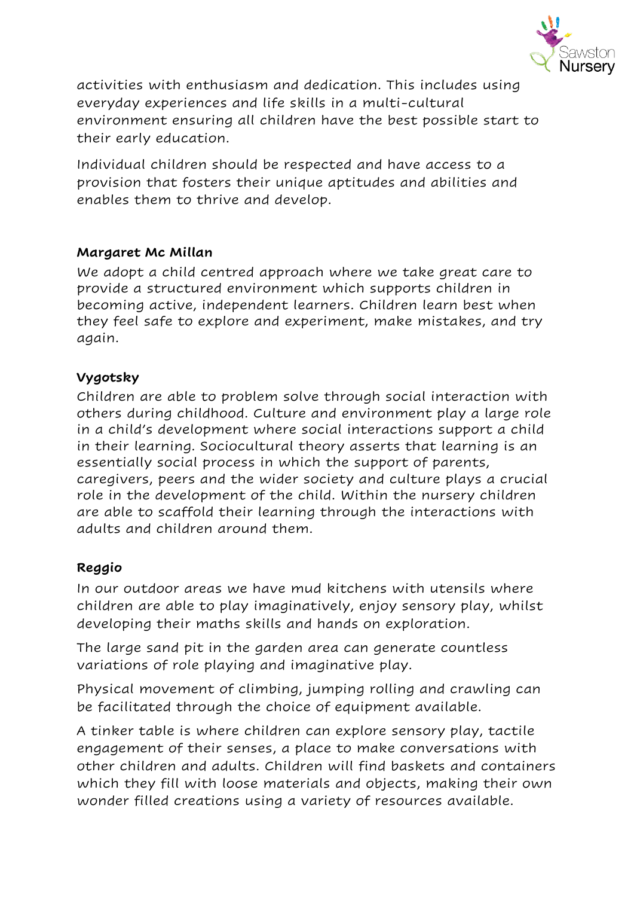activities with enthusiasm and dedication. This includes using everyday experiences and life skills in a multi-cultural environment ensuring all children have the best possible start to their early education.

Individual children should be respected and have access to a provision that fosters their unique aptitudes and abilities and enables them to thrive and develop.

**Margaret Mc Millan**

We adopt a child centred approach where we take great care to provide a structured environment which supports children in becoming active, independent learners. Children learn best when they feel safe to explore and experiment, make mistakes, and try again.

**Vygotsky**

Children are able to problem solve through social interaction with others during childhood. Culture and environment play a large role in a child's development where social interactions support a child in their learning. Sociocultural theory asserts that learning is an essentially social process in which the support of parents, caregivers, peers and the wider society and culture plays a crucial role in the development of the child. Within the nursery children are able to scaffold their learning through the interactions with adults and children around them.

**Reggio**

In our outdoor areas we have mud kitchens with utensils where children are able to play imaginatively, enjoy sensory play, whilst developing their maths skills and hands on exploration.

The large sand pit in the garden area can generate countless variations of role playing and imaginative play.

Physical movement of climbing, jumping rolling and crawling can be facilitated through the choice of equipment available.

A tinker table is where children can explore sensory play, tactile engagement of their senses, a place to make conversations with other children and adults. Children will find baskets and containers which they fill with loose materials and objects, making their own wonder filled creations using a variety of resources available.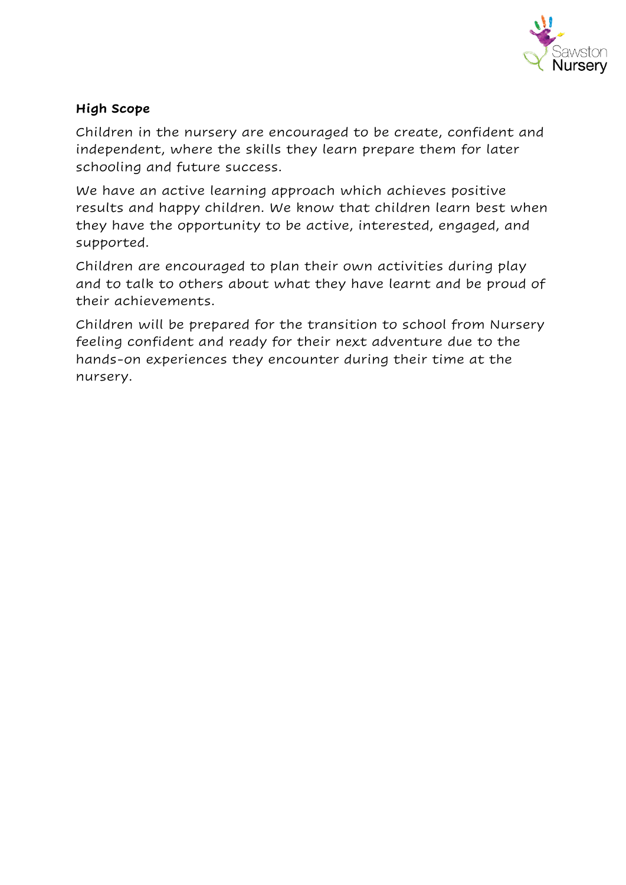**High Scope**

Children in the nursery are encouraged to be create, confident and independent, where the skills they learn prepare them for later schooling and future success.

We have an active learning approach which achieves positive results and happy children. We know that children learn best when they have the opportunity to be active, interested, engaged, and supported.

Children are encouraged to plan their own activities during play and to talk to others about what they have learnt and be proud of their achievements.

Children will be prepared for the transition to school from Nursery feeling confident and ready for their next adventure due to the hands-on experiences they encounter during their time at the nursery.